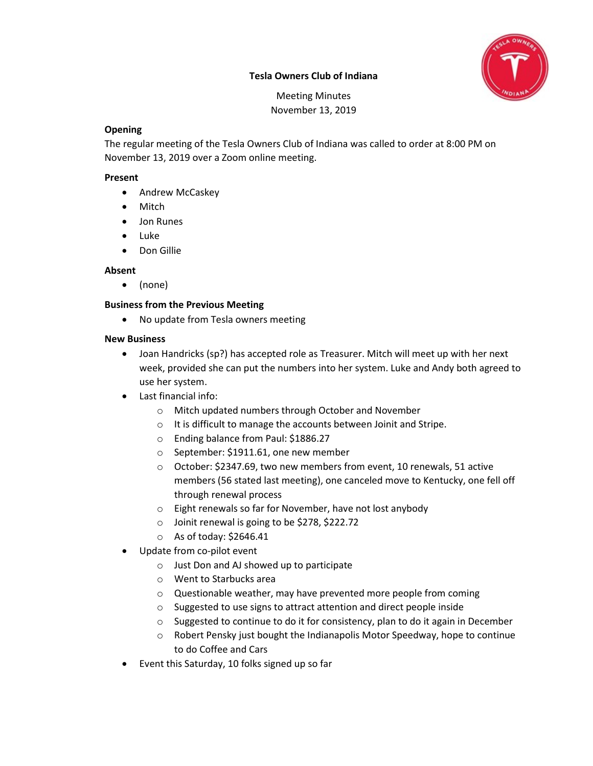# Tesla Owners Club of Indiana

Meeting Minutes
November 13, 2019

### Opening

The regular meeting of the Tesla Owners Club of Indiana was called to order at 8:00 PM on November 13, 2019 over a Zoom online meeting.

### Present

- Andrew McCaskey
- Mitch
- Jon Runes
- Luke
- Don Gillie

### Absent

- (none)

### Business from the Previous Meeting

- No update from Tesla owners meeting

### New Business

- Joan Handricks (sp?) has accepted role as Treasurer. Mitch will meet up with her next week, provided she can put the numbers into her system. Luke and Andy both agreed to use her system.
- Last financial info:
  - Mitch updated numbers through October and November
  - It is difficult to manage the accounts between Joinit and Stripe.
  - Ending balance from Paul: $1886.27
  - September: $1911.61, one new member
  - October: $2347.69, two new members from event, 10 renewals, 51 active members (56 stated last meeting), one canceled move to Kentucky, one fell off through renewal process
  - Eight renewals so far for November, have not lost anybody
  - Joinit renewal is going to be $278, $222.72
  - As of today: $2646.41
- Update from co-pilot event
  - Just Don and AJ showed up to participate
  - Went to Starbucks area
  - Questionable weather, may have prevented more people from coming
  - Suggested to use signs to attract attention and direct people inside
  - Suggested to continue to do it for consistency, plan to do it again in December
  - Robert Pensky just bought the Indianapolis Motor Speedway, hope to continue to do Coffee and Cars
- Event this Saturday, 10 folks signed up so far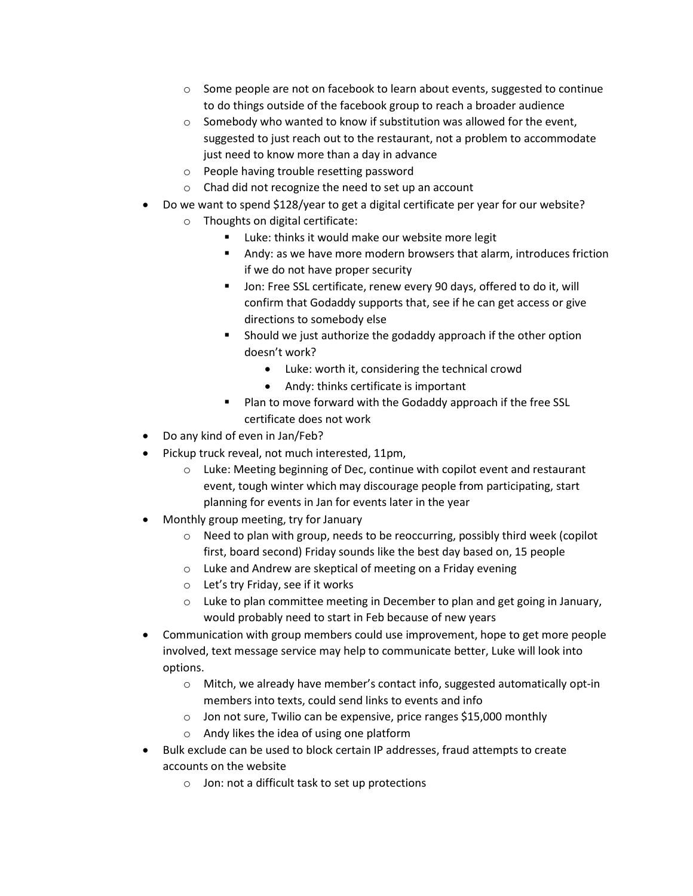- Some people are not on facebook to learn about events, suggested to continue to do things outside of the facebook group to reach a broader audience
  - Somebody who wanted to know if substitution was allowed for the event, suggested to just reach out to the restaurant, not a problem to accommodate just need to know more than a day in advance
  - People having trouble resetting password
  - Chad did not recognize the need to set up an account
- Do we want to spend $128/year to get a digital certificate per year for our website?
  - Thoughts on digital certificate:
    - Luke: thinks it would make our website more legit
    - Andy: as we have more modern browsers that alarm, introduces friction if we do not have proper security
    - Jon: Free SSL certificate, renew every 90 days, offered to do it, will confirm that Godaddy supports that, see if he can get access or give directions to somebody else
    - Should we just authorize the godaddy approach if the other option doesn't work?
      - Luke: worth it, considering the technical crowd
      - Andy: thinks certificate is important
    - Plan to move forward with the Godaddy approach if the free SSL certificate does not work
- Do any kind of even in Jan/Feb?
- Pickup truck reveal, not much interested, 11pm,
  - Luke: Meeting beginning of Dec, continue with copilot event and restaurant event, tough winter which may discourage people from participating, start planning for events in Jan for events later in the year
- Monthly group meeting, try for January
  - Need to plan with group, needs to be reoccurring, possibly third week (copilot first, board second) Friday sounds like the best day based on, 15 people
  - Luke and Andrew are skeptical of meeting on a Friday evening
  - Let's try Friday, see if it works
  - Luke to plan committee meeting in December to plan and get going in January, would probably need to start in Feb because of new years
- Communication with group members could use improvement, hope to get more people involved, text message service may help to communicate better, Luke will look into options.
  - Mitch, we already have member's contact info, suggested automatically opt-in members into texts, could send links to events and info
  - Jon not sure, Twilio can be expensive, price ranges $15,000 monthly
  - Andy likes the idea of using one platform
- Bulk exclude can be used to block certain IP addresses, fraud attempts to create accounts on the website
  - Jon: not a difficult task to set up protections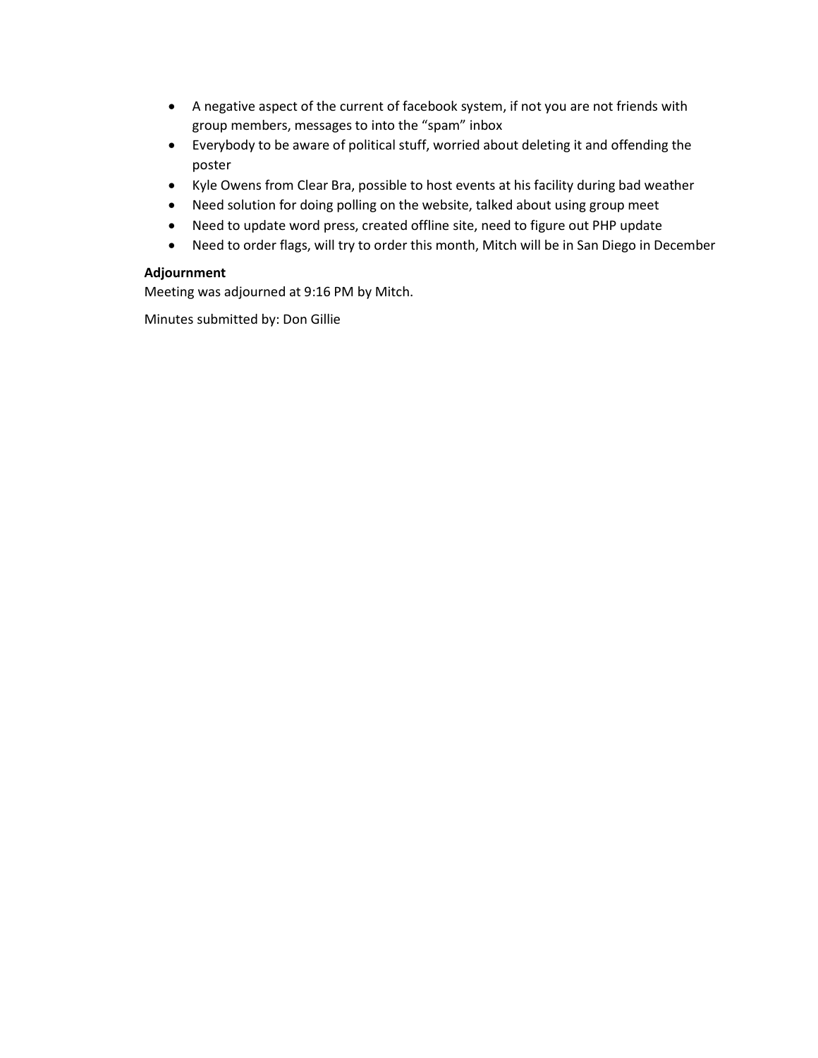- A negative aspect of the current of facebook system, if not you are not friends with group members, messages to into the "spam" inbox
- Everybody to be aware of political stuff, worried about deleting it and offending the poster
- Kyle Owens from Clear Bra, possible to host events at his facility during bad weather
- Need solution for doing polling on the website, talked about using group meet
- Need to update word press, created offline site, need to figure out PHP update
- Need to order flags, will try to order this month, Mitch will be in San Diego in December

**Adjournment**

Meeting was adjourned at 9:16 PM by Mitch.

Minutes submitted by: Don Gillie